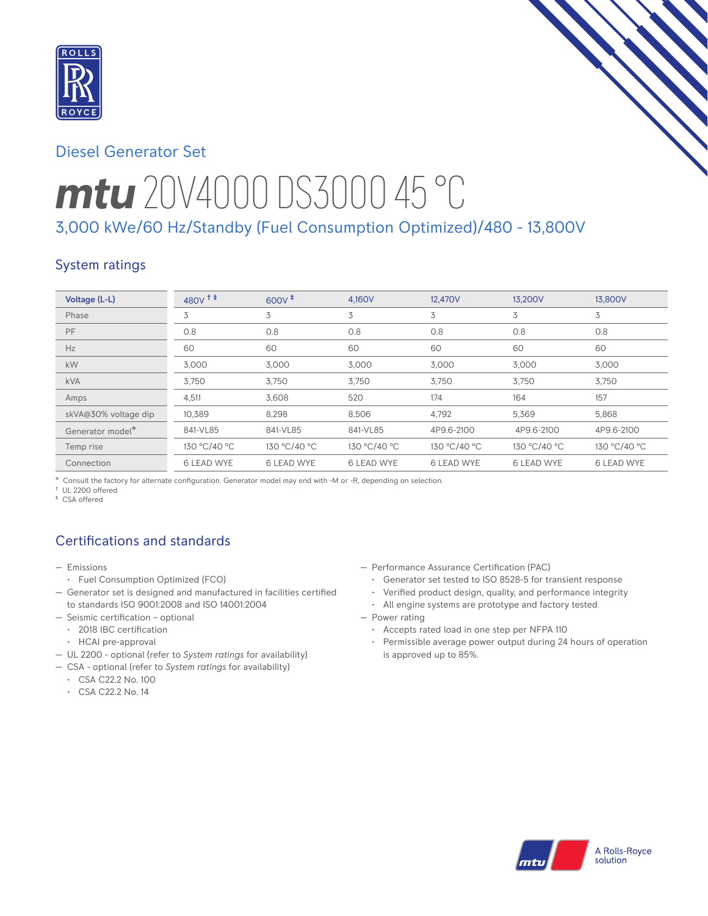Diesel Generator Set

# mtu 20V4000 DS3000 45 °C

## 3,000 kWe/60 Hz/Standby (Fuel Consumption Optimized)/480 - 13,800V

### System ratings

| Voltage (L-L) | 480V †‡ | 600V ‡ | 4,160V | 12,470V | 13,200V | 13,800V |
|---|---|---|---|---|---|---|
| Phase | 3 | 3 | 3 | 3 | 3 | 3 |
| PF | 0.8 | 0.8 | 0.8 | 0.8 | 0.8 | 0.8 |
| Hz | 60 | 60 | 60 | 60 | 60 | 60 |
| kW | 3,000 | 3,000 | 3,000 | 3,000 | 3,000 | 3,000 |
| kVA | 3,750 | 3,750 | 3,750 | 3,750 | 3,750 | 3,750 |
| Amps | 4,511 | 3,608 | 520 | 174 | 164 | 157 |
| skVA@30% voltage dip | 10,389 | 8,298 | 8,506 | 4,792 | 5,369 | 5,868 |
| Generator model* | 841-VL85 | 841-VL85 | 841-VL85 | 4P9.6-2100 | 4P9.6-2100 | 4P9.6-2100 |
| Temp rise | 130 °C/40 °C | 130 °C/40 °C | 130 °C/40 °C | 130 °C/40 °C | 130 °C/40 °C | 130 °C/40 °C |
| Connection | 6 LEAD WYE | 6 LEAD WYE | 6 LEAD WYE | 6 LEAD WYE | 6 LEAD WYE | 6 LEAD WYE |

\* Consult the factory for alternate configuration. Generator model may end with -M or -R, depending on selection.
† UL 2200 offered
‡ CSA offered

### Certifications and standards

- Emissions
  - Fuel Consumption Optimized (FCO)
- Generator set is designed and manufactured in facilities certified to standards ISO 9001:2008 and ISO 14001:2004
- Seismic certification – optional
  - 2018 IBC certification
  - HCAI pre-approval
- UL 2200 - optional (refer to *System ratings* for availability)
- CSA - optional (refer to *System ratings* for availability)
  - CSA C22.2 No. 100
  - CSA C22.2 No. 14
- Performance Assurance Certification (PAC)
  - Generator set tested to ISO 8528-5 for transient response
  - Verified product design, quality, and performance integrity
  - All engine systems are prototype and factory tested
- Power rating
  - Accepts rated load in one step per NFPA 110
  - Permissible average power output during 24 hours of operation is approved up to 85%.

A Rolls-Royce solution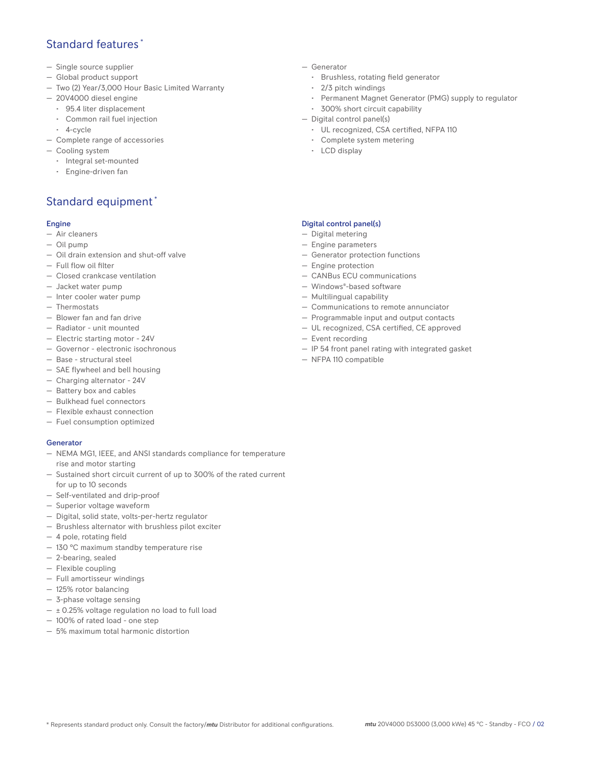## Standard features *

- Single source supplier
- Global product support
- Two (2) Year/3,000 Hour Basic Limited Warranty
- 20V4000 diesel engine
  - 95.4 liter displacement
  - Common rail fuel injection
  - 4-cycle
- Complete range of accessories
- Cooling system
  - Integral set-mounted
  - Engine-driven fan
- Generator
  - Brushless, rotating field generator
  - 2/3 pitch windings
  - Permanent Magnet Generator (PMG) supply to regulator
  - 300% short circuit capability
- Digital control panel(s)
  - UL recognized, CSA certified, NFPA 110
  - Complete system metering
  - LCD display

## Standard equipment *

### Engine

- Air cleaners
- Oil pump
- Oil drain extension and shut-off valve
- Full flow oil filter
- Closed crankcase ventilation
- Jacket water pump
- Inter cooler water pump
- Thermostats
- Blower fan and fan drive
- Radiator - unit mounted
- Electric starting motor - 24V
- Governor - electronic isochronous
- Base - structural steel
- SAE flywheel and bell housing
- Charging alternator - 24V
- Battery box and cables
- Bulkhead fuel connectors
- Flexible exhaust connection
- Fuel consumption optimized

### Generator

- NEMA MG1, IEEE, and ANSI standards compliance for temperature rise and motor starting
- Sustained short circuit current of up to 300% of the rated current for up to 10 seconds
- Self-ventilated and drip-proof
- Superior voltage waveform
- Digital, solid state, volts-per-hertz regulator
- Brushless alternator with brushless pilot exciter
- 4 pole, rotating field
- 130 °C maximum standby temperature rise
- 2-bearing, sealed
- Flexible coupling
- Full amortisseur windings
- 125% rotor balancing
- 3-phase voltage sensing
- ± 0.25% voltage regulation no load to full load
- 100% of rated load - one step
- 5% maximum total harmonic distortion

### Digital control panel(s)

- Digital metering
- Engine parameters
- Generator protection functions
- Engine protection
- CANBus ECU communications
- Windows®-based software
- Multilingual capability
- Communications to remote annunciator
- Programmable input and output contacts
- UL recognized, CSA certified, CE approved
- Event recording
- IP 54 front panel rating with integrated gasket
- NFPA 110 compatible

* Represents standard product only. Consult the factory/*mtu* Distributor for additional configurations.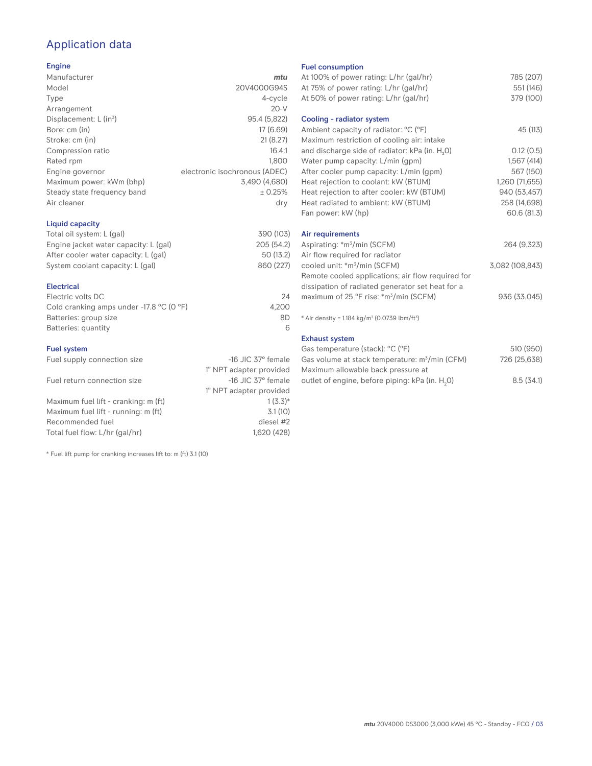# Application data

## Engine

| | |
|---|---|
| Manufacturer | *mtu* |
| Model | 20V4000G94S |
| Type | 4-cycle |
| Arrangement | 20-V |
| Displacement: L ($in^3$) | 95.4 (5,822) |
| Bore: cm (in) | 17 (6.69) |
| Stroke: cm (in) | 21 (8.27) |
| Compression ratio | 16.4:1 |
| Rated rpm | 1,800 |
| Engine governor | electronic isochronous (ADEC) |
| Maximum power: kWm (bhp) | 3,490 (4,680) |
| Steady state frequency band | ± 0.25% |
| Air cleaner | dry |

## Liquid capacity

| | |
|---|---|
| Total oil system: L (gal) | 390 (103) |
| Engine jacket water capacity: L (gal) | 205 (54.2) |
| After cooler water capacity: L (gal) | 50 (13.2) |
| System coolant capacity: L (gal) | 860 (227) |

## Electrical

| | |
|---|---|
| Electric volts DC | 24 |
| Cold cranking amps under -17.8 °C (0 °F) | 4,200 |
| Batteries: group size | 8D |
| Batteries: quantity | 6 |

## Fuel system

| | |
|---|---|
| Fuel supply connection size | -16 JIC 37° female 1" NPT adapter provided |
| Fuel return connection size | -16 JIC 37° female 1" NPT adapter provided |
| Maximum fuel lift - cranking: m (ft) | 1 (3.3)* |
| Maximum fuel lift - running: m (ft) | 3.1 (10) |
| Recommended fuel | diesel #2 |
| Total fuel flow: L/hr (gal/hr) | 1,620 (428) |

* Fuel lift pump for cranking increases lift to: m (ft) 3.1 (10)

## Fuel consumption

| | |
|---|---|
| At 100% of power rating: L/hr (gal/hr) | 785 (207) |
| At 75% of power rating: L/hr (gal/hr) | 551 (146) |
| At 50% of power rating: L/hr (gal/hr) | 379 (100) |

## Cooling - radiator system

| | |
|---|---|
| Ambient capacity of radiator: °C (°F) | 45 (113) |
| Maximum restriction of cooling air: intake and discharge side of radiator: kPa (in. $H_2O$) | 0.12 (0.5) |
| Water pump capacity: L/min (gpm) | 1,567 (414) |
| After cooler pump capacity: L/min (gpm) | 567 (150) |
| Heat rejection to coolant: kW (BTUM) | 1,260 (71,655) |
| Heat rejection to after cooler: kW (BTUM) | 940 (53,457) |
| Heat radiated to ambient: kW (BTUM) | 258 (14,698) |
| Fan power: kW (hp) | 60.6 (81.3) |

## Air requirements

| | |
|---|---|
| Aspirating: *$m^3$/min (SCFM) | 264 (9,323) |
| Air flow required for radiator cooled unit: *$m^3$/min (SCFM) | 3,082 (108,843) |
| Remote cooled applications; air flow required for dissipation of radiated generator set heat for a maximum of 25 °F rise: *$m^3$/min (SCFM) | 936 (33,045) |

* Air density = 1.184 kg/$m^3$ (0.0739 lbm/$ft^3$)

## Exhaust system

| | |
|---|---|
| Gas temperature (stack): °C (°F) | 510 (950) |
| Gas volume at stack temperature: $m^3$/min (CFM) | 726 (25,638) |
| Maximum allowable back pressure at outlet of engine, before piping: kPa (in. $H_2O$) | 8.5 (34.1) |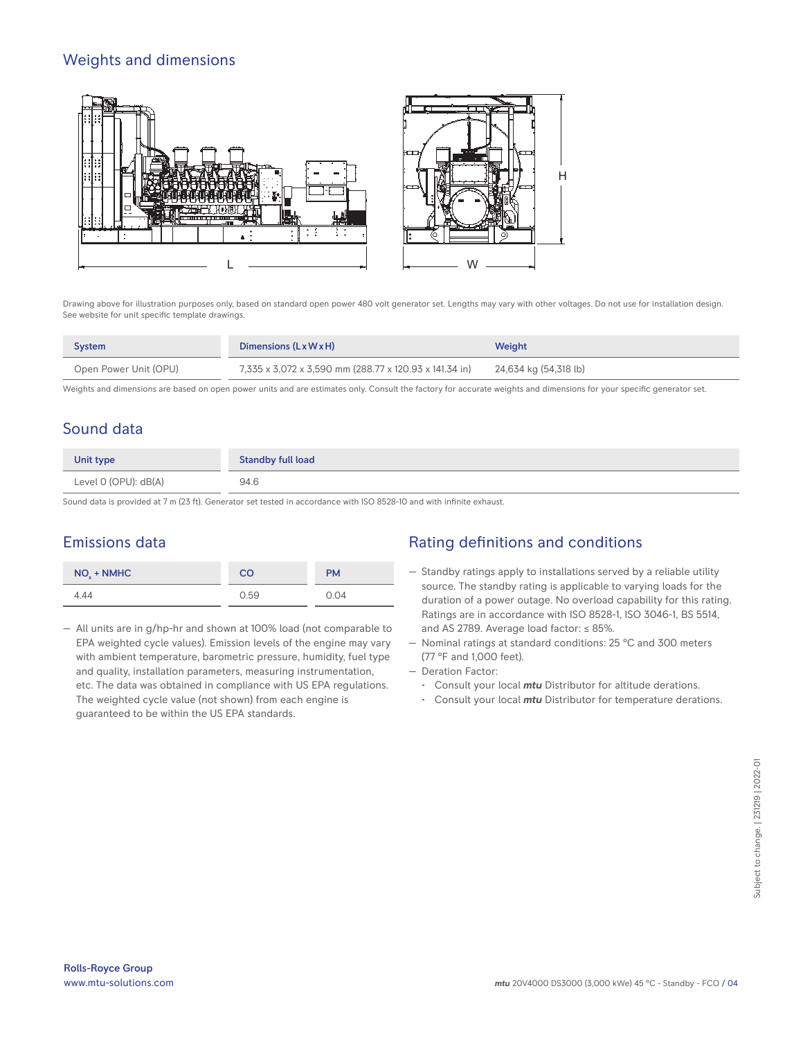## Weights and dimensions

L

W

H

Drawing above for illustration purposes only, based on standard open power 480 volt generator set. Lengths may vary with other voltages. Do not use for installation design. See website for unit specific template drawings.

| System | Dimensions (L x W x H) | Weight |
|---|---|---|
| Open Power Unit (OPU) | 7,335 x 3,072 x 3,590 mm (288.77 x 120.93 x 141.34 in) | 24,634 kg (54,318 lb) |

Weights and dimensions are based on open power units and are estimates only. Consult the factory for accurate weights and dimensions for your specific generator set.

## Sound data

| Unit type | Standby full load |
|---|---|
| Level 0 (OPU): dB(A) | 94.6 |

Sound data is provided at 7 m (23 ft). Generator set tested in accordance with ISO 8528-10 and with infinite exhaust.

## Emissions data

| $NO_x$ + NMHC | CO | PM |
|---|---|---|
| 4.44 | 0.59 | 0.04 |

- All units are in g/hp-hr and shown at 100% load (not comparable to EPA weighted cycle values). Emission levels of the engine may vary with ambient temperature, barometric pressure, humidity, fuel type and quality, installation parameters, measuring instrumentation, etc. The data was obtained in compliance with US EPA regulations. The weighted cycle value (not shown) from each engine is guaranteed to be within the US EPA standards.

## Rating definitions and conditions

- Standby ratings apply to installations served by a reliable utility source. The standby rating is applicable to varying loads for the duration of a power outage. No overload capability for this rating. Ratings are in accordance with ISO 8528-1, ISO 3046-1, BS 5514, and AS 2789. Average load factor: ≤ 85%.
- Nominal ratings at standard conditions: 25 °C and 300 meters (77 °F and 1,000 feet).
- Deration Factor:
  - Consult your local ***mtu*** Distributor for altitude derations.
  - Consult your local ***mtu*** Distributor for temperature derations.

Subject to change. | 231219 | 2022-01

**Rolls-Royce Group**
www.mtu-solutions.com

***mtu*** 20V4000 DS3000 (3,000 kWe) 45 °C - Standby - FCO